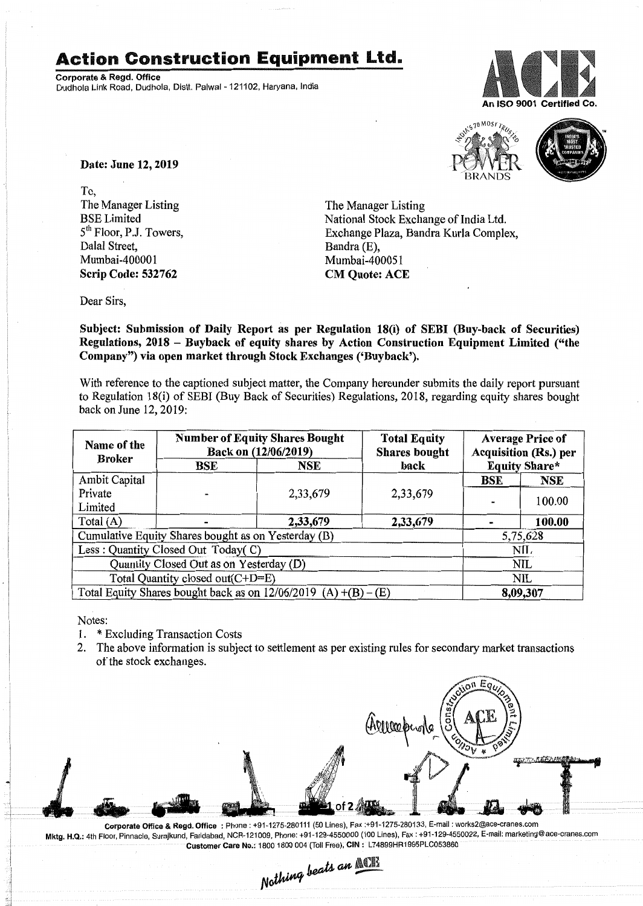# Action Construction Equipment Ltd.

**Corporate & Regd. Office**
Dudhola Link Road, Dudhola, Distt. Palwal - 121102, Haryana, India

An ISO 9001 Certified Co.

**Date: June 12, 2019**

To,
The Manager Listing
BSE Limited
5th Floor, P.J. Towers,
Dalal Street,
Mumbai-400001
**Scrip Code: 532762**

The Manager Listing
National Stock Exchange of India Ltd.
Exchange Plaza, Bandra Kurla Complex,
Bandra (E),
Mumbai-400051
**CM Quote: ACE**

Dear Sirs,

**Subject: Submission of Daily Report as per Regulation 18(i) of SEBI (Buy-back of Securities) Regulations, 2018 – Buyback of equity shares by Action Construction Equipment Limited ("the Company") via open market through Stock Exchanges ('Buyback').**

With reference to the captioned subject matter, the Company hereunder submits the daily report pursuant to Regulation 18(i) of SEBI (Buy Back of Securities) Regulations, 2018, regarding equity shares bought back on June 12, 2019:

| Name of the Broker | Number of Equity Shares Bought Back on (12/06/2019) | | Total Equity Shares bought back | Average Price of Acquisition (Rs.) per Equity Share* | |
|---|---|---|---|---|---|
| | BSE | NSE | | BSE | NSE |
| Ambit Capital Private Limited | - | 2,33,679 | 2,33,679 | - | 100.00 |
| Total (A) | - | **2,33,679** | **2,33,679** | - | **100.00** |
| Cumulative Equity Shares bought as on Yesterday (B) | | | | 5,75,628 | |
| Less : Quantity Closed Out Today( C) | | | | NIL | |
| Quantity Closed Out as on Yesterday (D) | | | | NIL | |
| Total Quantity closed out(C+D=E) | | | | NIL | |
| Total Equity Shares bought back as on 12/06/2019 (A) +(B) – (E) | | | | **8,09,307** | |

Notes:

1. * Excluding Transaction Costs
2. The above information is subject to settlement as per existing rules for secondary market transactions of the stock exchanges.

**Corporate Office & Regd. Office** : Phone : +91-1275-280111 (50 Lines), Fax :+91-1275-280133, E-mail : works2@ace-cranes.com
**Mktg. H.Q.:** 4th Floor, Pinnacle, Surajkund, Faridabad, NCR-121009, Phone: +91-129-4550000 (100 Lines), Fax : +91-129-4550022, E-mail: marketing@ace-cranes.com
**Customer Care No.:** 1800 1800 004 (Toll Free), **CIN :** L74899HR1995PLC053860

*Nothing beats an ACE*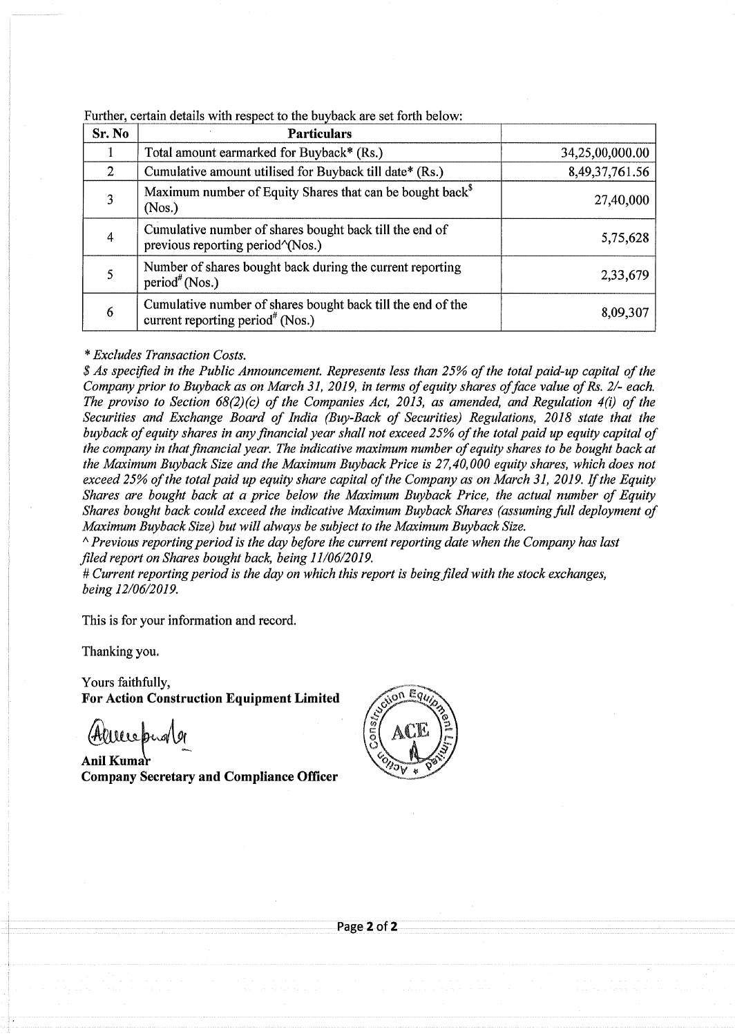Further, certain details with respect to the buyback are set forth below:

| Sr. No | Particulars | |
|---|---|---|
| 1 | Total amount earmarked for Buyback* (Rs.) | 34,25,00,000.00 |
| 2 | Cumulative amount utilised for Buyback till date* (Rs.) | 8,49,37,761.56 |
| 3 | Maximum number of Equity Shares that can be bought back$ (Nos.) | 27,40,000 |
| 4 | Cumulative number of shares bought back till the end of previous reporting period^(Nos.) | 5,75,628 |
| 5 | Number of shares bought back during the current reporting period# (Nos.) | 2,33,679 |
| 6 | Cumulative number of shares bought back till the end of the current reporting period# (Nos.) | 8,09,307 |

*\* Excludes Transaction Costs.*

*$ As specified in the Public Announcement. Represents less than 25% of the total paid-up capital of the Company prior to Buyback as on March 31, 2019, in terms of equity shares of face value of Rs. 2/- each. The proviso to Section 68(2)(c) of the Companies Act, 2013, as amended, and Regulation 4(i) of the Securities and Exchange Board of India (Buy-Back of Securities) Regulations, 2018 state that the buyback of equity shares in any financial year shall not exceed 25% of the total paid up equity capital of the company in that financial year. The indicative maximum number of equity shares to be bought back at the Maximum Buyback Size and the Maximum Buyback Price is 27,40,000 equity shares, which does not exceed 25% of the total paid up equity share capital of the Company as on March 31, 2019. If the Equity Shares are bought back at a price below the Maximum Buyback Price, the actual number of Equity Shares bought back could exceed the indicative Maximum Buyback Shares (assuming full deployment of Maximum Buyback Size) but will always be subject to the Maximum Buyback Size.*

*^ Previous reporting period is the day before the current reporting date when the Company has last filed report on Shares bought back, being 11/06/2019.*

*# Current reporting period is the day on which this report is being filed with the stock exchanges, being 12/06/2019.*

This is for your information and record.

Thanking you.

Yours faithfully,
**For Action Construction Equipment Limited**

**Anil Kumar**
**Company Secretary and Compliance Officer**